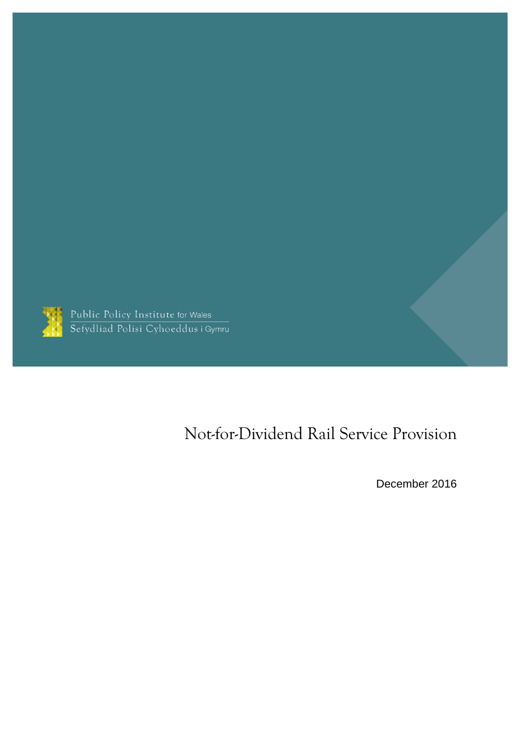Public Policy Institute for Wales
Sefydliad Polisi Cyhoeddus i Gymru

# Not-for-Dividend Rail Service Provision

December 2016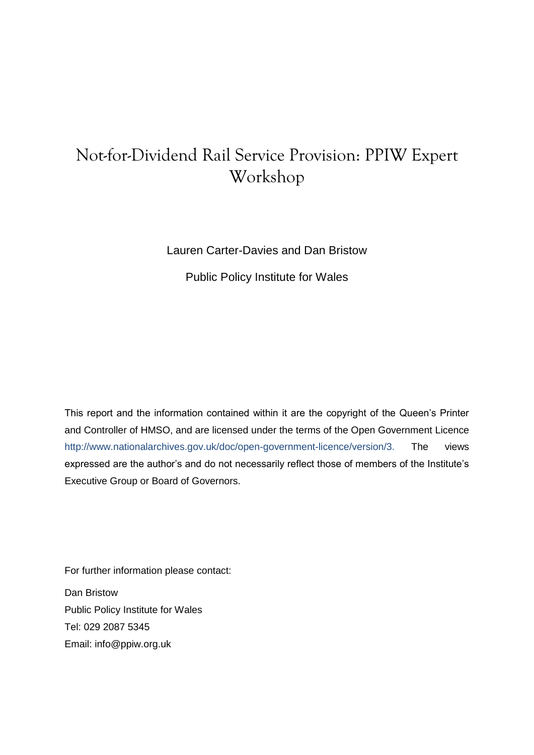# Not-for-Dividend Rail Service Provision: PPIW Expert Workshop

Lauren Carter-Davies and Dan Bristow

Public Policy Institute for Wales

This report and the information contained within it are the copyright of the Queen's Printer and Controller of HMSO, and are licensed under the terms of the Open Government Licence http://www.nationalarchives.gov.uk/doc/open-government-licence/version/3. The views expressed are the author's and do not necessarily reflect those of members of the Institute's Executive Group or Board of Governors.

For further information please contact:

Dan Bristow
Public Policy Institute for Wales
Tel: 029 2087 5345
Email: info@ppiw.org.uk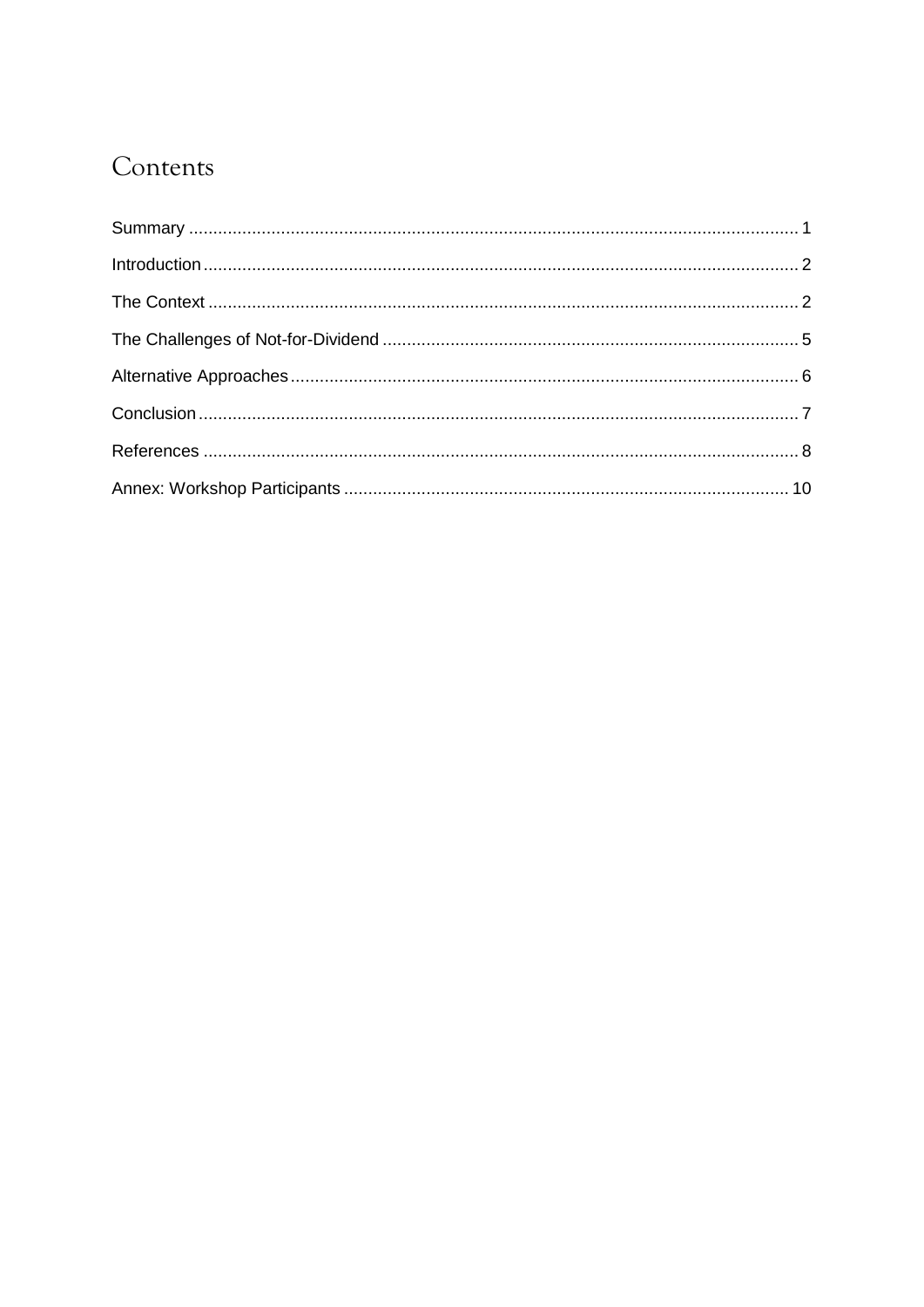# Contents

Summary .......... 1

Introduction .......... 2

The Context .......... 2

The Challenges of Not-for-Dividend .......... 5

Alternative Approaches .......... 6

Conclusion .......... 7

References .......... 8

Annex: Workshop Participants .......... 10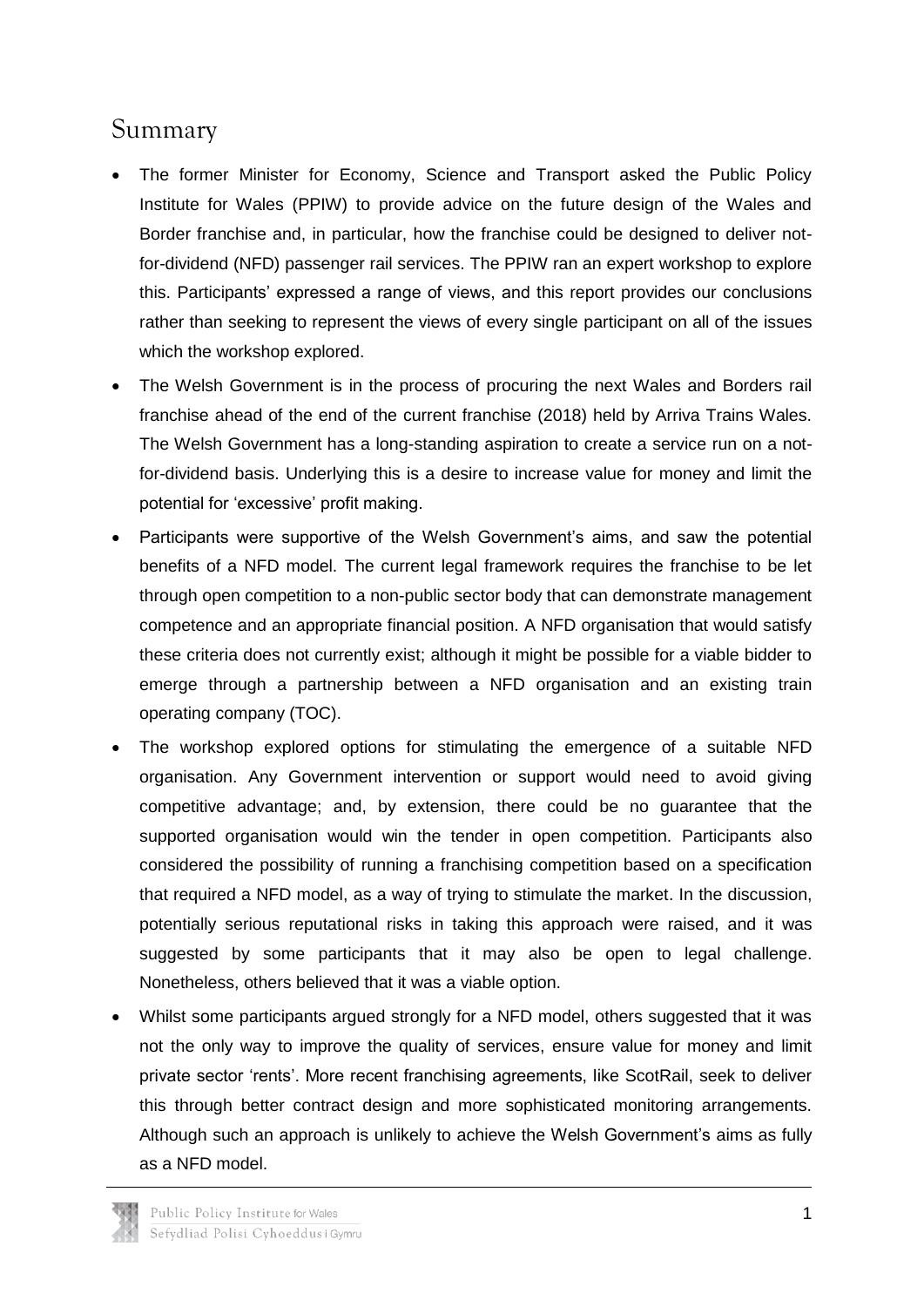# Summary

- The former Minister for Economy, Science and Transport asked the Public Policy Institute for Wales (PPIW) to provide advice on the future design of the Wales and Border franchise and, in particular, how the franchise could be designed to deliver not-for-dividend (NFD) passenger rail services. The PPIW ran an expert workshop to explore this. Participants' expressed a range of views, and this report provides our conclusions rather than seeking to represent the views of every single participant on all of the issues which the workshop explored.
- The Welsh Government is in the process of procuring the next Wales and Borders rail franchise ahead of the end of the current franchise (2018) held by Arriva Trains Wales. The Welsh Government has a long-standing aspiration to create a service run on a not-for-dividend basis. Underlying this is a desire to increase value for money and limit the potential for 'excessive' profit making.
- Participants were supportive of the Welsh Government's aims, and saw the potential benefits of a NFD model. The current legal framework requires the franchise to be let through open competition to a non-public sector body that can demonstrate management competence and an appropriate financial position. A NFD organisation that would satisfy these criteria does not currently exist; although it might be possible for a viable bidder to emerge through a partnership between a NFD organisation and an existing train operating company (TOC).
- The workshop explored options for stimulating the emergence of a suitable NFD organisation. Any Government intervention or support would need to avoid giving competitive advantage; and, by extension, there could be no guarantee that the supported organisation would win the tender in open competition. Participants also considered the possibility of running a franchising competition based on a specification that required a NFD model, as a way of trying to stimulate the market. In the discussion, potentially serious reputational risks in taking this approach were raised, and it was suggested by some participants that it may also be open to legal challenge. Nonetheless, others believed that it was a viable option.
- Whilst some participants argued strongly for a NFD model, others suggested that it was not the only way to improve the quality of services, ensure value for money and limit private sector 'rents'. More recent franchising agreements, like ScotRail, seek to deliver this through better contract design and more sophisticated monitoring arrangements. Although such an approach is unlikely to achieve the Welsh Government's aims as fully as a NFD model.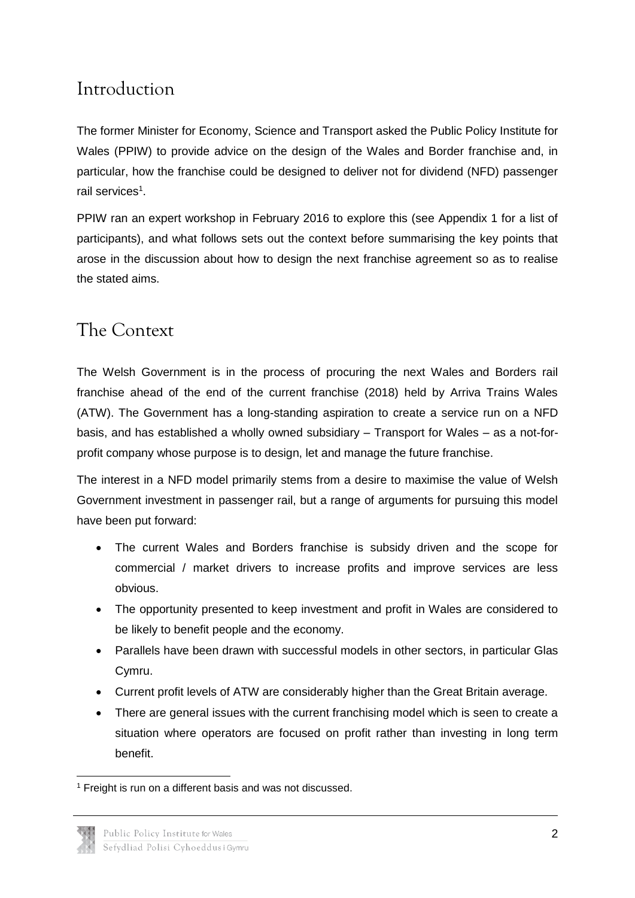## Introduction

The former Minister for Economy, Science and Transport asked the Public Policy Institute for Wales (PPIW) to provide advice on the design of the Wales and Border franchise and, in particular, how the franchise could be designed to deliver not for dividend (NFD) passenger rail services[1].

PPIW ran an expert workshop in February 2016 to explore this (see Appendix 1 for a list of participants), and what follows sets out the context before summarising the key points that arose in the discussion about how to design the next franchise agreement so as to realise the stated aims.

## The Context

The Welsh Government is in the process of procuring the next Wales and Borders rail franchise ahead of the end of the current franchise (2018) held by Arriva Trains Wales (ATW). The Government has a long-standing aspiration to create a service run on a NFD basis, and has established a wholly owned subsidiary – Transport for Wales – as a not-for-profit company whose purpose is to design, let and manage the future franchise.

The interest in a NFD model primarily stems from a desire to maximise the value of Welsh Government investment in passenger rail, but a range of arguments for pursuing this model have been put forward:

- The current Wales and Borders franchise is subsidy driven and the scope for commercial / market drivers to increase profits and improve services are less obvious.
- The opportunity presented to keep investment and profit in Wales are considered to be likely to benefit people and the economy.
- Parallels have been drawn with successful models in other sectors, in particular Glas Cymru.
- Current profit levels of ATW are considerably higher than the Great Britain average.
- There are general issues with the current franchising model which is seen to create a situation where operators are focused on profit rather than investing in long term benefit.

[1] Freight is run on a different basis and was not discussed.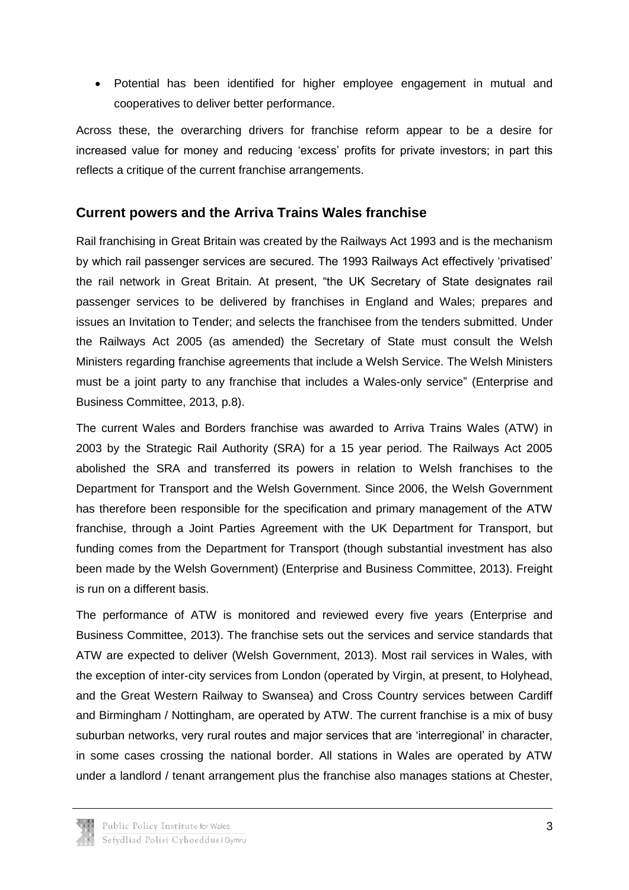- Potential has been identified for higher employee engagement in mutual and cooperatives to deliver better performance.

Across these, the overarching drivers for franchise reform appear to be a desire for increased value for money and reducing 'excess' profits for private investors; in part this reflects a critique of the current franchise arrangements.

## Current powers and the Arriva Trains Wales franchise

Rail franchising in Great Britain was created by the Railways Act 1993 and is the mechanism by which rail passenger services are secured. The 1993 Railways Act effectively 'privatised' the rail network in Great Britain. At present, "the UK Secretary of State designates rail passenger services to be delivered by franchises in England and Wales; prepares and issues an Invitation to Tender; and selects the franchisee from the tenders submitted. Under the Railways Act 2005 (as amended) the Secretary of State must consult the Welsh Ministers regarding franchise agreements that include a Welsh Service. The Welsh Ministers must be a joint party to any franchise that includes a Wales-only service" (Enterprise and Business Committee, 2013, p.8).

The current Wales and Borders franchise was awarded to Arriva Trains Wales (ATW) in 2003 by the Strategic Rail Authority (SRA) for a 15 year period. The Railways Act 2005 abolished the SRA and transferred its powers in relation to Welsh franchises to the Department for Transport and the Welsh Government. Since 2006, the Welsh Government has therefore been responsible for the specification and primary management of the ATW franchise, through a Joint Parties Agreement with the UK Department for Transport, but funding comes from the Department for Transport (though substantial investment has also been made by the Welsh Government) (Enterprise and Business Committee, 2013). Freight is run on a different basis.

The performance of ATW is monitored and reviewed every five years (Enterprise and Business Committee, 2013). The franchise sets out the services and service standards that ATW are expected to deliver (Welsh Government, 2013). Most rail services in Wales, with the exception of inter-city services from London (operated by Virgin, at present, to Holyhead, and the Great Western Railway to Swansea) and Cross Country services between Cardiff and Birmingham / Nottingham, are operated by ATW. The current franchise is a mix of busy suburban networks, very rural routes and major services that are 'interregional' in character, in some cases crossing the national border. All stations in Wales are operated by ATW under a landlord / tenant arrangement plus the franchise also manages stations at Chester,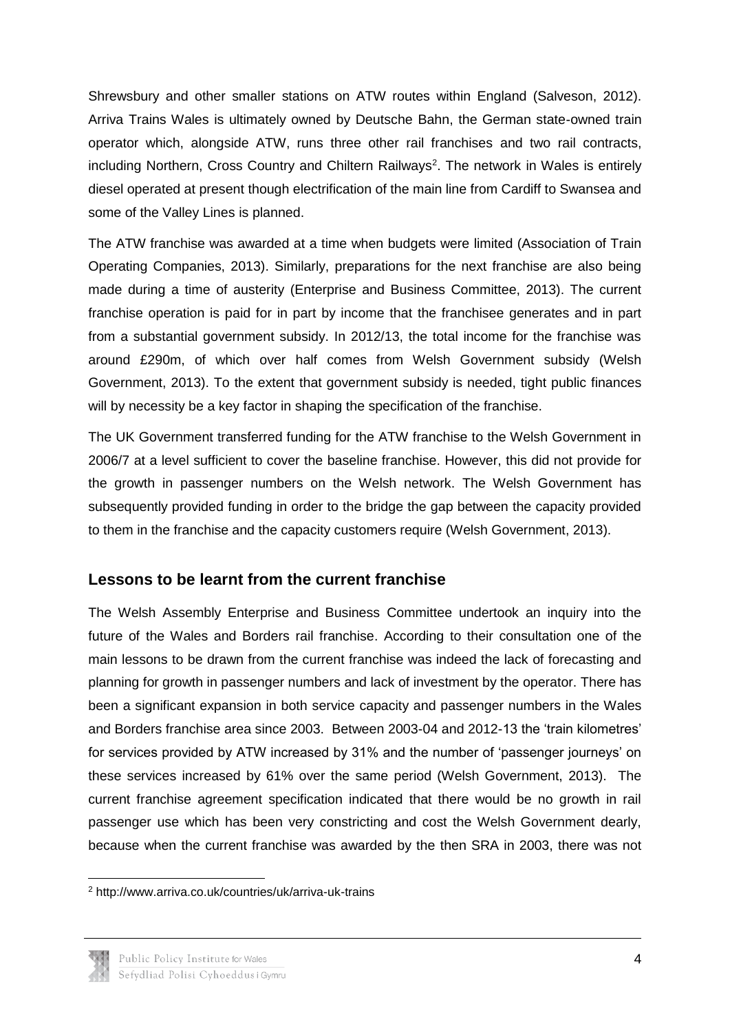Shrewsbury and other smaller stations on ATW routes within England (Salveson, 2012). Arriva Trains Wales is ultimately owned by Deutsche Bahn, the German state-owned train operator which, alongside ATW, runs three other rail franchises and two rail contracts, including Northern, Cross Country and Chiltern Railways[2]. The network in Wales is entirely diesel operated at present though electrification of the main line from Cardiff to Swansea and some of the Valley Lines is planned.

The ATW franchise was awarded at a time when budgets were limited (Association of Train Operating Companies, 2013). Similarly, preparations for the next franchise are also being made during a time of austerity (Enterprise and Business Committee, 2013). The current franchise operation is paid for in part by income that the franchisee generates and in part from a substantial government subsidy. In 2012/13, the total income for the franchise was around £290m, of which over half comes from Welsh Government subsidy (Welsh Government, 2013). To the extent that government subsidy is needed, tight public finances will by necessity be a key factor in shaping the specification of the franchise.

The UK Government transferred funding for the ATW franchise to the Welsh Government in 2006/7 at a level sufficient to cover the baseline franchise. However, this did not provide for the growth in passenger numbers on the Welsh network. The Welsh Government has subsequently provided funding in order to the bridge the gap between the capacity provided to them in the franchise and the capacity customers require (Welsh Government, 2013).

## Lessons to be learnt from the current franchise

The Welsh Assembly Enterprise and Business Committee undertook an inquiry into the future of the Wales and Borders rail franchise. According to their consultation one of the main lessons to be drawn from the current franchise was indeed the lack of forecasting and planning for growth in passenger numbers and lack of investment by the operator. There has been a significant expansion in both service capacity and passenger numbers in the Wales and Borders franchise area since 2003. Between 2003-04 and 2012-13 the 'train kilometres' for services provided by ATW increased by 31% and the number of 'passenger journeys' on these services increased by 61% over the same period (Welsh Government, 2013). The current franchise agreement specification indicated that there would be no growth in rail passenger use which has been very constricting and cost the Welsh Government dearly, because when the current franchise was awarded by the then SRA in 2003, there was not

[2] http://www.arriva.co.uk/countries/uk/arriva-uk-trains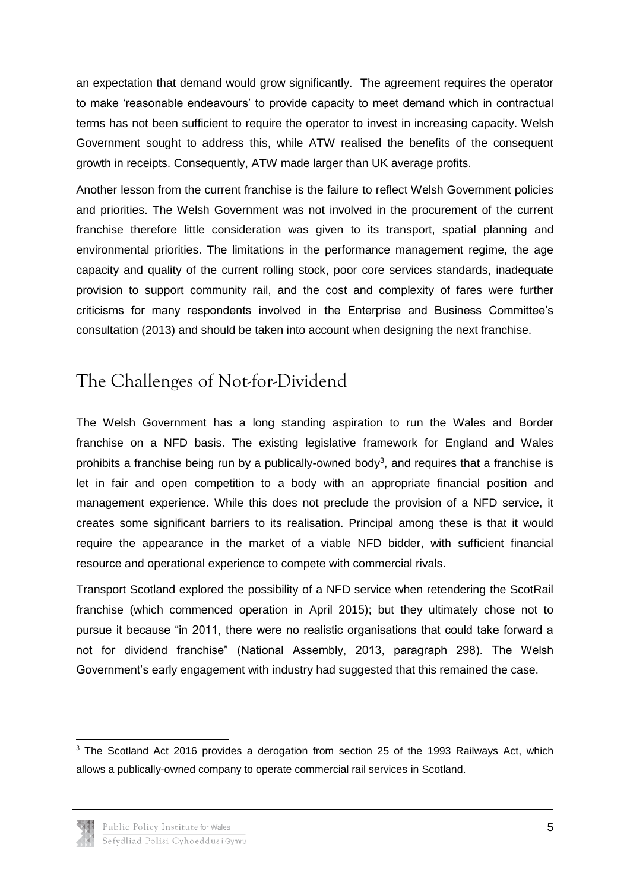an expectation that demand would grow significantly. The agreement requires the operator to make 'reasonable endeavours' to provide capacity to meet demand which in contractual terms has not been sufficient to require the operator to invest in increasing capacity. Welsh Government sought to address this, while ATW realised the benefits of the consequent growth in receipts. Consequently, ATW made larger than UK average profits.

Another lesson from the current franchise is the failure to reflect Welsh Government policies and priorities. The Welsh Government was not involved in the procurement of the current franchise therefore little consideration was given to its transport, spatial planning and environmental priorities. The limitations in the performance management regime, the age capacity and quality of the current rolling stock, poor core services standards, inadequate provision to support community rail, and the cost and complexity of fares were further criticisms for many respondents involved in the Enterprise and Business Committee's consultation (2013) and should be taken into account when designing the next franchise.

## The Challenges of Not-for-Dividend

The Welsh Government has a long standing aspiration to run the Wales and Border franchise on a NFD basis. The existing legislative framework for England and Wales prohibits a franchise being run by a publically-owned body[3], and requires that a franchise is let in fair and open competition to a body with an appropriate financial position and management experience. While this does not preclude the provision of a NFD service, it creates some significant barriers to its realisation. Principal among these is that it would require the appearance in the market of a viable NFD bidder, with sufficient financial resource and operational experience to compete with commercial rivals.

Transport Scotland explored the possibility of a NFD service when retendering the ScotRail franchise (which commenced operation in April 2015); but they ultimately chose not to pursue it because "in 2011, there were no realistic organisations that could take forward a not for dividend franchise" (National Assembly, 2013, paragraph 298). The Welsh Government's early engagement with industry had suggested that this remained the case.

[3] The Scotland Act 2016 provides a derogation from section 25 of the 1993 Railways Act, which allows a publically-owned company to operate commercial rail services in Scotland.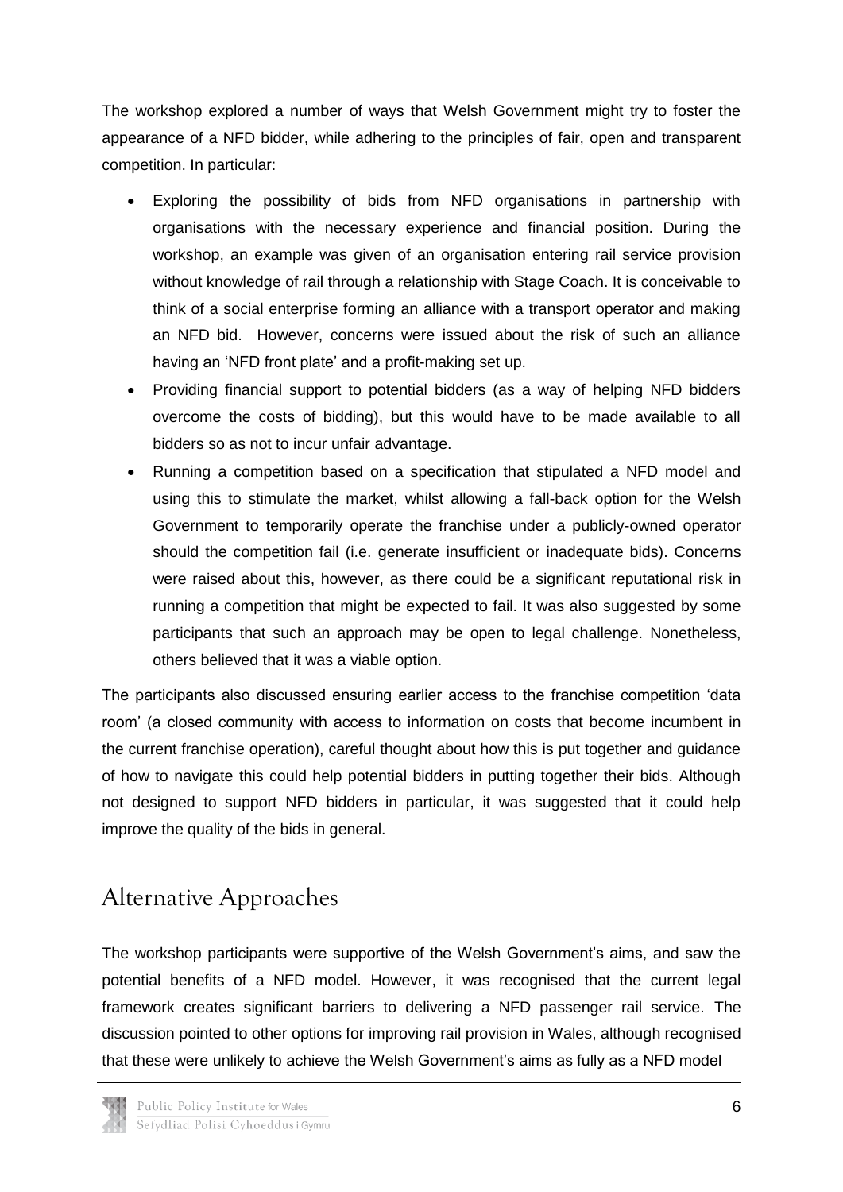The workshop explored a number of ways that Welsh Government might try to foster the appearance of a NFD bidder, while adhering to the principles of fair, open and transparent competition. In particular:

- Exploring the possibility of bids from NFD organisations in partnership with organisations with the necessary experience and financial position. During the workshop, an example was given of an organisation entering rail service provision without knowledge of rail through a relationship with Stage Coach. It is conceivable to think of a social enterprise forming an alliance with a transport operator and making an NFD bid. However, concerns were issued about the risk of such an alliance having an 'NFD front plate' and a profit-making set up.
- Providing financial support to potential bidders (as a way of helping NFD bidders overcome the costs of bidding), but this would have to be made available to all bidders so as not to incur unfair advantage.
- Running a competition based on a specification that stipulated a NFD model and using this to stimulate the market, whilst allowing a fall-back option for the Welsh Government to temporarily operate the franchise under a publicly-owned operator should the competition fail (i.e. generate insufficient or inadequate bids). Concerns were raised about this, however, as there could be a significant reputational risk in running a competition that might be expected to fail. It was also suggested by some participants that such an approach may be open to legal challenge. Nonetheless, others believed that it was a viable option.

The participants also discussed ensuring earlier access to the franchise competition 'data room' (a closed community with access to information on costs that become incumbent in the current franchise operation), careful thought about how this is put together and guidance of how to navigate this could help potential bidders in putting together their bids. Although not designed to support NFD bidders in particular, it was suggested that it could help improve the quality of the bids in general.

## Alternative Approaches

The workshop participants were supportive of the Welsh Government's aims, and saw the potential benefits of a NFD model. However, it was recognised that the current legal framework creates significant barriers to delivering a NFD passenger rail service. The discussion pointed to other options for improving rail provision in Wales, although recognised that these were unlikely to achieve the Welsh Government's aims as fully as a NFD model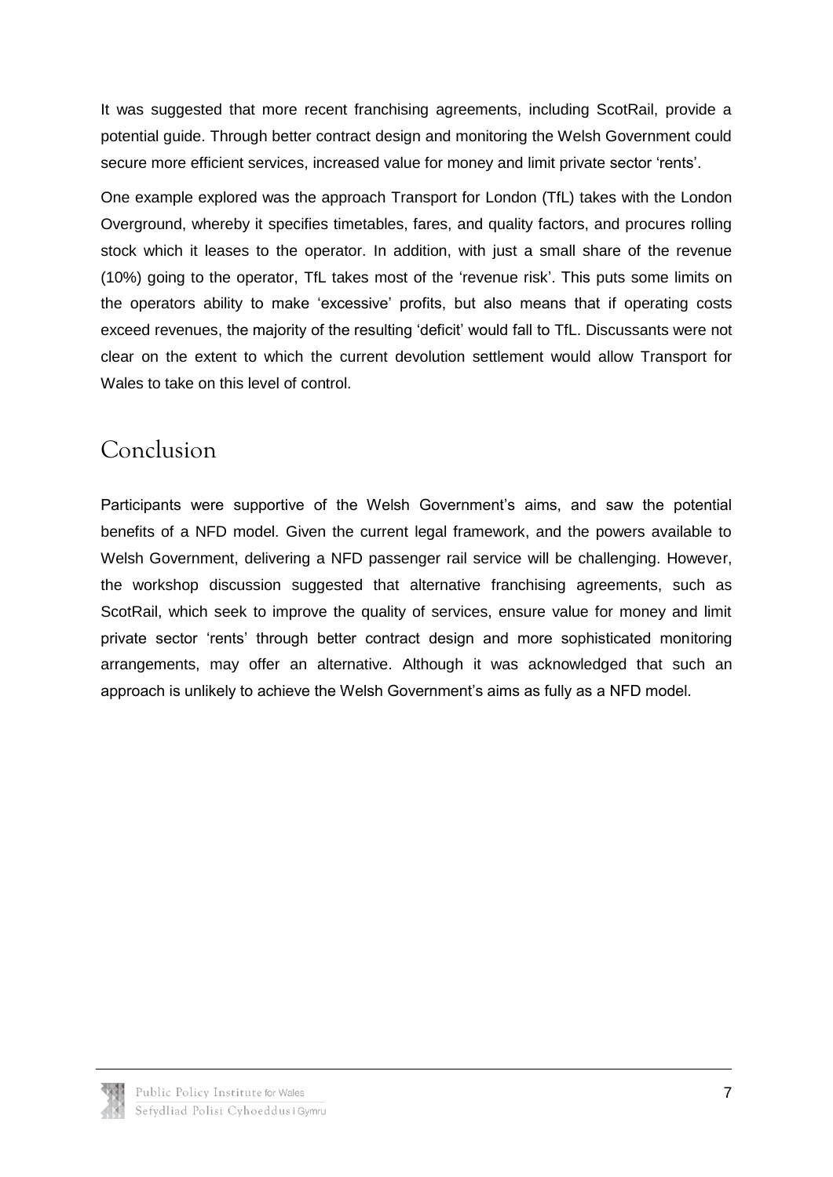It was suggested that more recent franchising agreements, including ScotRail, provide a potential guide. Through better contract design and monitoring the Welsh Government could secure more efficient services, increased value for money and limit private sector 'rents'.

One example explored was the approach Transport for London (TfL) takes with the London Overground, whereby it specifies timetables, fares, and quality factors, and procures rolling stock which it leases to the operator. In addition, with just a small share of the revenue (10%) going to the operator, TfL takes most of the 'revenue risk'. This puts some limits on the operators ability to make 'excessive' profits, but also means that if operating costs exceed revenues, the majority of the resulting 'deficit' would fall to TfL. Discussants were not clear on the extent to which the current devolution settlement would allow Transport for Wales to take on this level of control.

# Conclusion

Participants were supportive of the Welsh Government's aims, and saw the potential benefits of a NFD model. Given the current legal framework, and the powers available to Welsh Government, delivering a NFD passenger rail service will be challenging. However, the workshop discussion suggested that alternative franchising agreements, such as ScotRail, which seek to improve the quality of services, ensure value for money and limit private sector 'rents' through better contract design and more sophisticated monitoring arrangements, may offer an alternative. Although it was acknowledged that such an approach is unlikely to achieve the Welsh Government's aims as fully as a NFD model.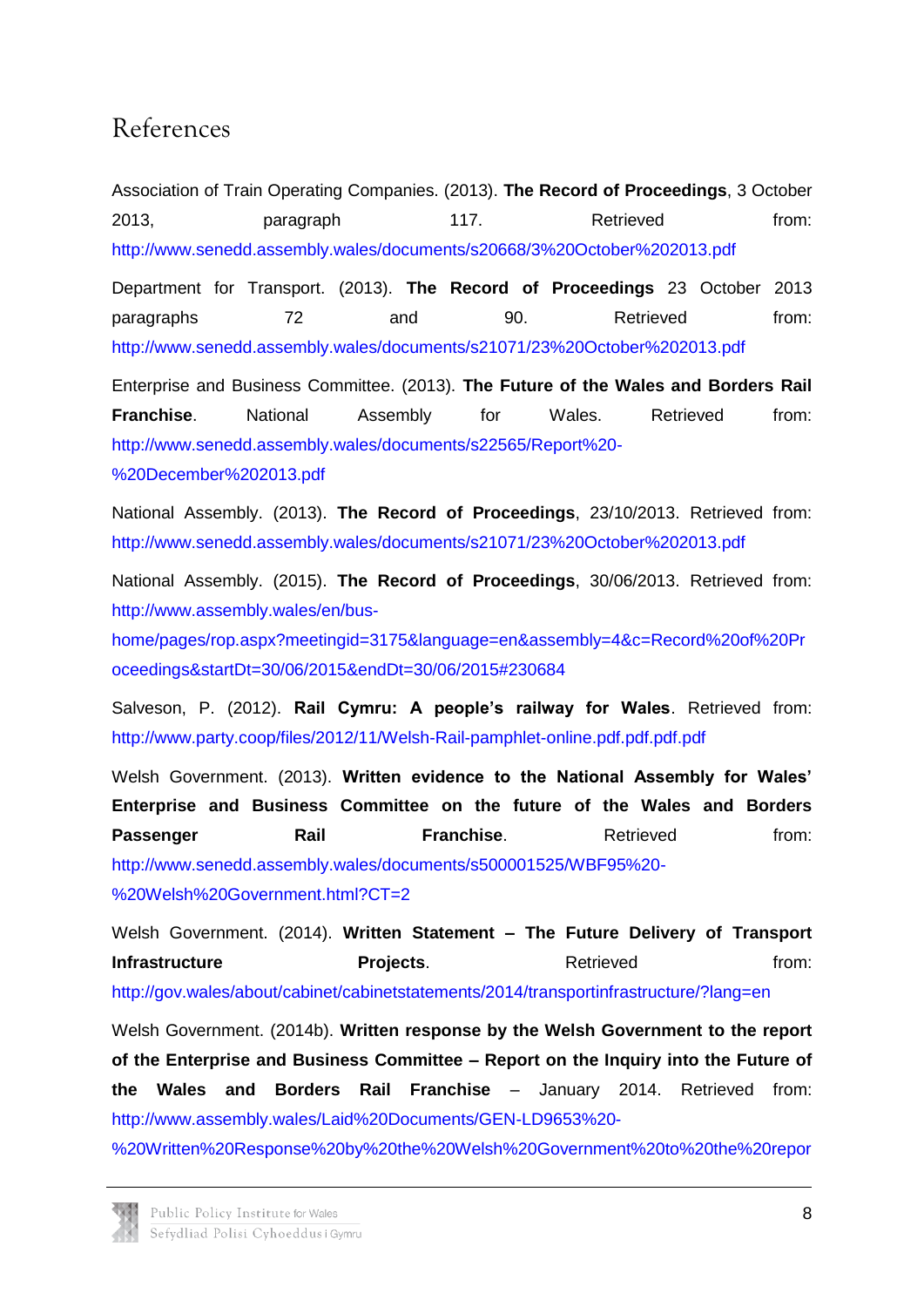# References

Association of Train Operating Companies. (2013). **The Record of Proceedings**, 3 October 2013, paragraph 117. Retrieved from: http://www.senedd.assembly.wales/documents/s20668/3%20October%202013.pdf

Department for Transport. (2013). **The Record of Proceedings** 23 October 2013 paragraphs 72 and 90. Retrieved from: http://www.senedd.assembly.wales/documents/s21071/23%20October%202013.pdf

Enterprise and Business Committee. (2013). **The Future of the Wales and Borders Rail Franchise**. National Assembly for Wales. Retrieved from: http://www.senedd.assembly.wales/documents/s22565/Report%20-%20December%202013.pdf

National Assembly. (2013). **The Record of Proceedings**, 23/10/2013. Retrieved from: http://www.senedd.assembly.wales/documents/s21071/23%20October%202013.pdf

National Assembly. (2015). **The Record of Proceedings**, 30/06/2013. Retrieved from: http://www.assembly.wales/en/bus-home/pages/rop.aspx?meetingid=3175&language=en&assembly=4&c=Record%20of%20Proceedings&startDt=30/06/2015&endDt=30/06/2015#230684

Salveson, P. (2012). **Rail Cymru: A people's railway for Wales**. Retrieved from: http://www.party.coop/files/2012/11/Welsh-Rail-pamphlet-online.pdf.pdf.pdf

Welsh Government. (2013). **Written evidence to the National Assembly for Wales' Enterprise and Business Committee on the future of the Wales and Borders Passenger Rail Franchise**. Retrieved from: http://www.senedd.assembly.wales/documents/s500001525/WBF95%20-%20Welsh%20Government.html?CT=2

Welsh Government. (2014). **Written Statement – The Future Delivery of Transport Infrastructure Projects**. Retrieved from: http://gov.wales/about/cabinet/cabinetstatements/2014/transportinfrastructure/?lang=en

Welsh Government. (2014b). **Written response by the Welsh Government to the report of the Enterprise and Business Committee – Report on the Inquiry into the Future of the Wales and Borders Rail Franchise** – January 2014. Retrieved from: http://www.assembly.wales/Laid%20Documents/GEN-LD9653%20-%20Written%20Response%20by%20the%20Welsh%20Government%20to%20the%20repor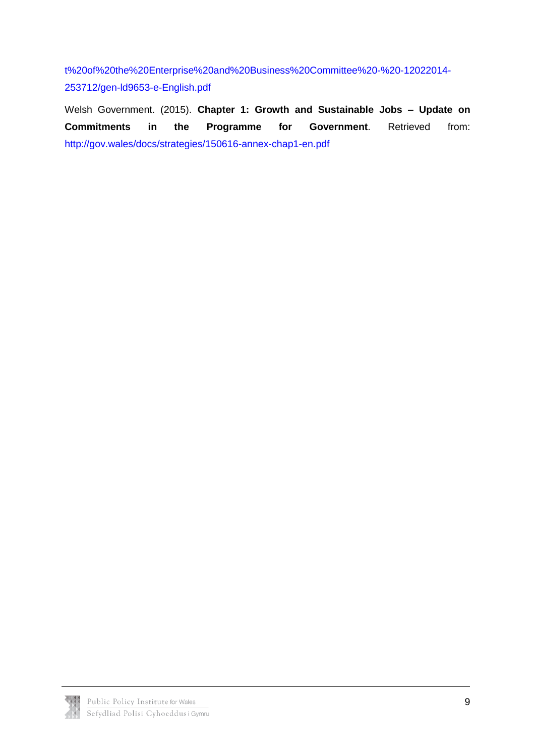t%20of%20the%20Enterprise%20and%20Business%20Committee%20-%20-12022014-253712/gen-ld9653-e-English.pdf

Welsh Government. (2015). **Chapter 1: Growth and Sustainable Jobs – Update on Commitments in the Programme for Government**. Retrieved from: http://gov.wales/docs/strategies/150616-annex-chap1-en.pdf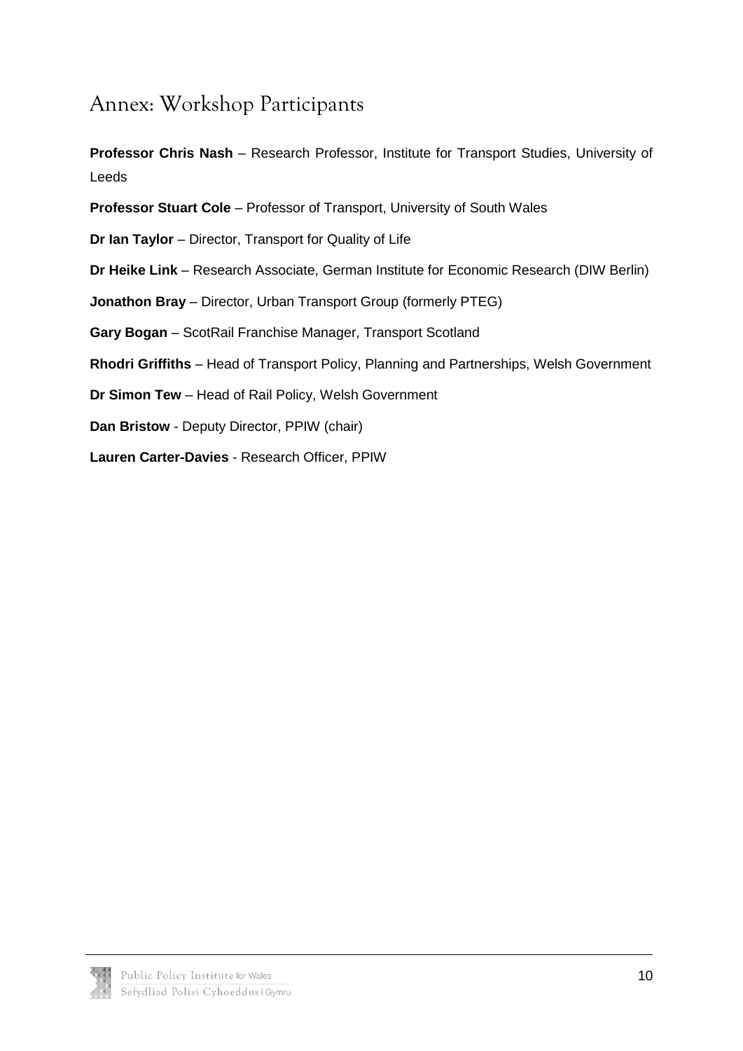# Annex: Workshop Participants

**Professor Chris Nash** – Research Professor, Institute for Transport Studies, University of Leeds

**Professor Stuart Cole** – Professor of Transport, University of South Wales

**Dr Ian Taylor** – Director, Transport for Quality of Life

**Dr Heike Link** – Research Associate, German Institute for Economic Research (DIW Berlin)

**Jonathon Bray** – Director, Urban Transport Group (formerly PTEG)

**Gary Bogan** – ScotRail Franchise Manager, Transport Scotland

**Rhodri Griffiths** – Head of Transport Policy, Planning and Partnerships, Welsh Government

**Dr Simon Tew** – Head of Rail Policy, Welsh Government

**Dan Bristow** - Deputy Director, PPIW (chair)

**Lauren Carter-Davies** - Research Officer, PPIW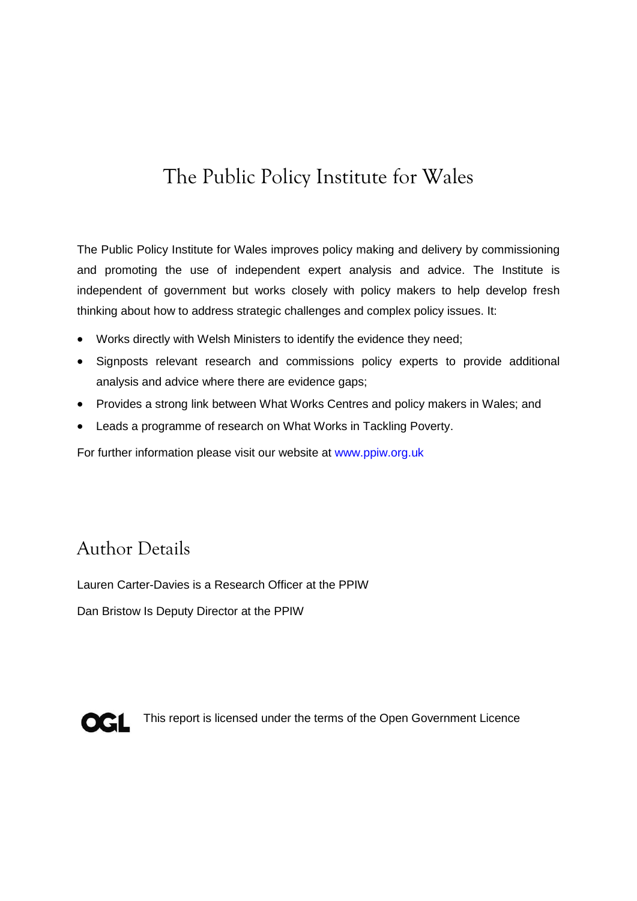# The Public Policy Institute for Wales

The Public Policy Institute for Wales improves policy making and delivery by commissioning and promoting the use of independent expert analysis and advice. The Institute is independent of government but works closely with policy makers to help develop fresh thinking about how to address strategic challenges and complex policy issues. It:

- Works directly with Welsh Ministers to identify the evidence they need;
- Signposts relevant research and commissions policy experts to provide additional analysis and advice where there are evidence gaps;
- Provides a strong link between What Works Centres and policy makers in Wales; and
- Leads a programme of research on What Works in Tackling Poverty.

For further information please visit our website at www.ppiw.org.uk

## Author Details

Lauren Carter-Davies is a Research Officer at the PPIW

Dan Bristow Is Deputy Director at the PPIW

OGL This report is licensed under the terms of the Open Government Licence